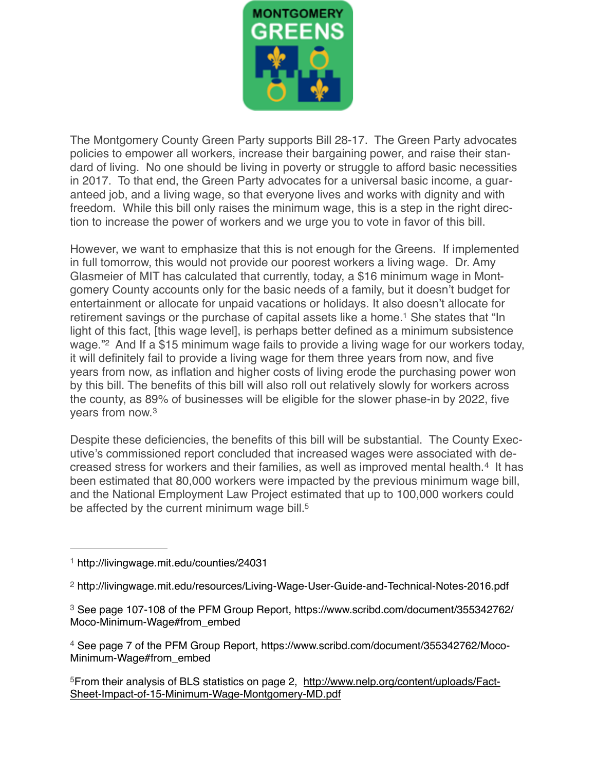MONTGOMERY GREENS

The Montgomery County Green Party supports Bill 28-17. The Green Party advocates policies to empower all workers, increase their bargaining power, and raise their standard of living. No one should be living in poverty or struggle to afford basic necessities in 2017. To that end, the Green Party advocates for a universal basic income, a guaranteed job, and a living wage, so that everyone lives and works with dignity and with freedom. While this bill only raises the minimum wage, this is a step in the right direction to increase the power of workers and we urge you to vote in favor of this bill.

However, we want to emphasize that this is not enough for the Greens. If implemented in full tomorrow, this would not provide our poorest workers a living wage. Dr. Amy Glasmeier of MIT has calculated that currently, today, a $16 minimum wage in Montgomery County accounts only for the basic needs of a family, but it doesn't budget for entertainment or allocate for unpaid vacations or holidays. It also doesn't allocate for retirement savings or the purchase of capital assets like a home.[1] She states that "In light of this fact, [this wage level], is perhaps better defined as a minimum subsistence wage."[2] And If a $15 minimum wage fails to provide a living wage for our workers today, it will definitely fail to provide a living wage for them three years from now, and five years from now, as inflation and higher costs of living erode the purchasing power won by this bill. The benefits of this bill will also roll out relatively slowly for workers across the county, as 89% of businesses will be eligible for the slower phase-in by 2022, five years from now.[3]

Despite these deficiencies, the benefits of this bill will be substantial. The County Executive's commissioned report concluded that increased wages were associated with decreased stress for workers and their families, as well as improved mental health.[4] It has been estimated that 80,000 workers were impacted by the previous minimum wage bill, and the National Employment Law Project estimated that up to 100,000 workers could be affected by the current minimum wage bill.[5]

---

[1] http://livingwage.mit.edu/counties/24031

[2] http://livingwage.mit.edu/resources/Living-Wage-User-Guide-and-Technical-Notes-2016.pdf

[3] See page 107-108 of the PFM Group Report, https://www.scribd.com/document/355342762/Moco-Minimum-Wage#from_embed

[4] See page 7 of the PFM Group Report, https://www.scribd.com/document/355342762/Moco-Minimum-Wage#from_embed

[5] From their analysis of BLS statistics on page 2, http://www.nelp.org/content/uploads/Fact-Sheet-Impact-of-15-Minimum-Wage-Montgomery-MD.pdf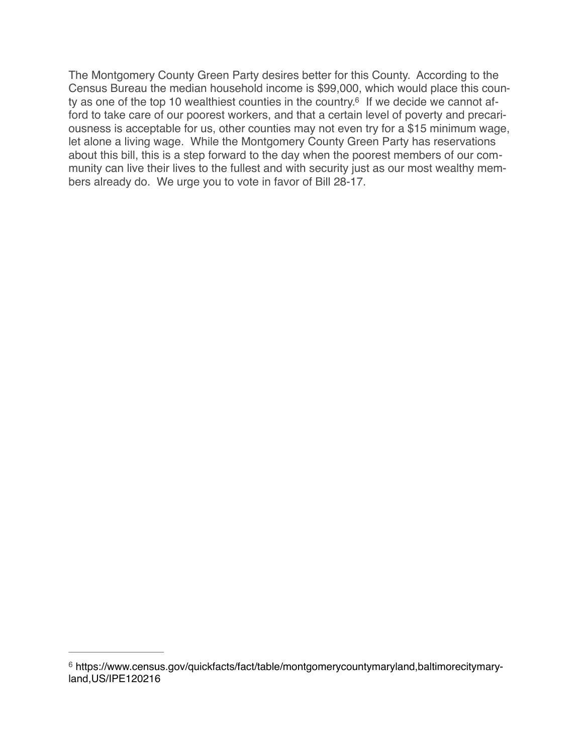The Montgomery County Green Party desires better for this County. According to the Census Bureau the median household income is $99,000, which would place this county as one of the top 10 wealthiest counties in the country.[6] If we decide we cannot afford to take care of our poorest workers, and that a certain level of poverty and precariousness is acceptable for us, other counties may not even try for a $15 minimum wage, let alone a living wage. While the Montgomery County Green Party has reservations about this bill, this is a step forward to the day when the poorest members of our community can live their lives to the fullest and with security just as our most wealthy members already do. We urge you to vote in favor of Bill 28-17.

---

[6] https://www.census.gov/quickfacts/fact/table/montgomerycountymaryland,baltimorecitymaryland,US/IPE120216